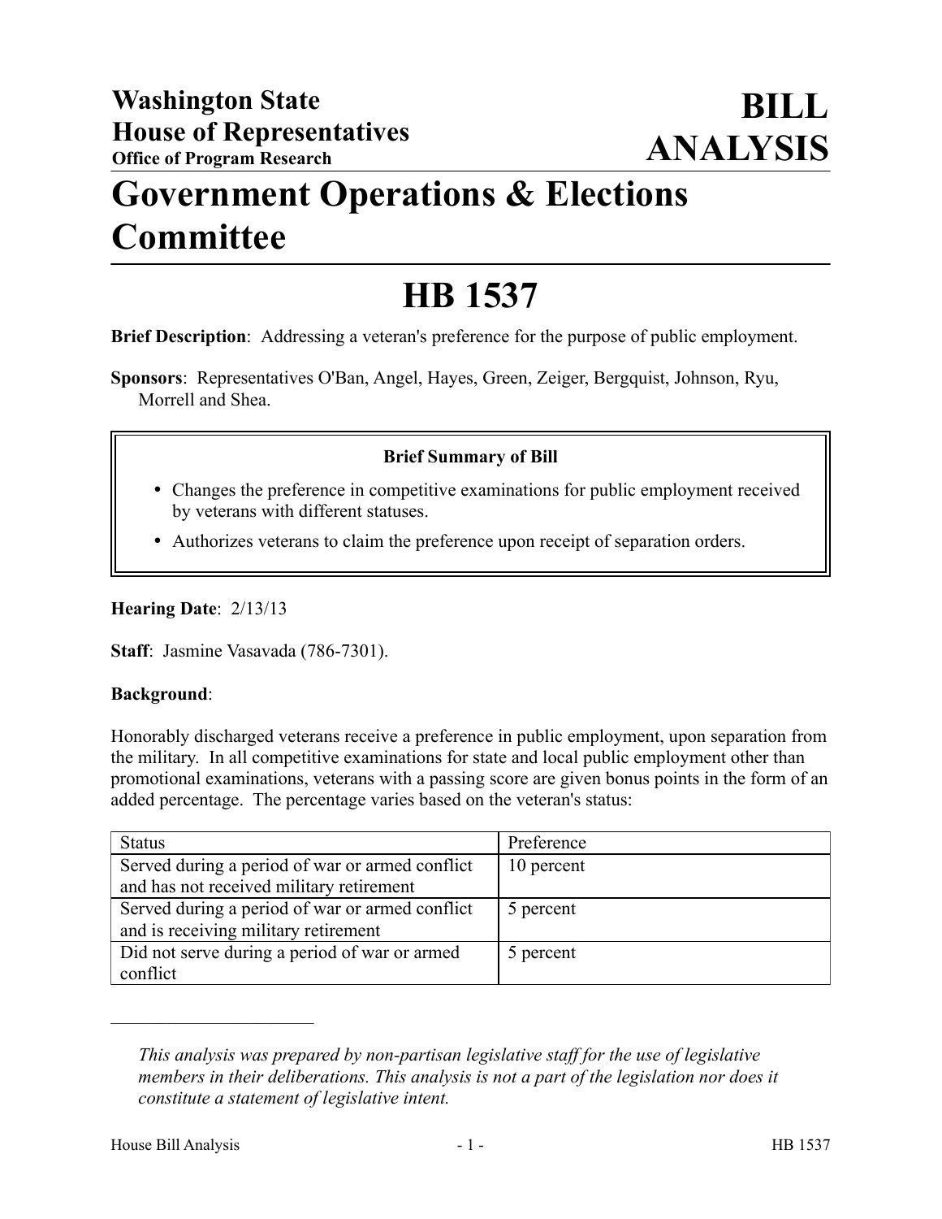# Washington State House of Representatives

**Office of Program Research**

# BILL ANALYSIS

# Government Operations & Elections Committee

# HB 1537

**Brief Description**: Addressing a veteran's preference for the purpose of public employment.

**Sponsors**: Representatives O'Ban, Angel, Hayes, Green, Zeiger, Bergquist, Johnson, Ryu, Morrell and Shea.

**Brief Summary of Bill**

- Changes the preference in competitive examinations for public employment received by veterans with different statuses.
- Authorizes veterans to claim the preference upon receipt of separation orders.

**Hearing Date**: 2/13/13

**Staff**: Jasmine Vasavada (786-7301).

**Background**:

Honorably discharged veterans receive a preference in public employment, upon separation from the military. In all competitive examinations for state and local public employment other than promotional examinations, veterans with a passing score are given bonus points in the form of an added percentage. The percentage varies based on the veteran's status:

| Status | Preference |
|---|---|
| Served during a period of war or armed conflict and has not received military retirement | 10 percent |
| Served during a period of war or armed conflict and is receiving military retirement | 5 percent |
| Did not serve during a period of war or armed conflict | 5 percent |

---

*This analysis was prepared by non-partisan legislative staff for the use of legislative members in their deliberations. This analysis is not a part of the legislation nor does it constitute a statement of legislative intent.*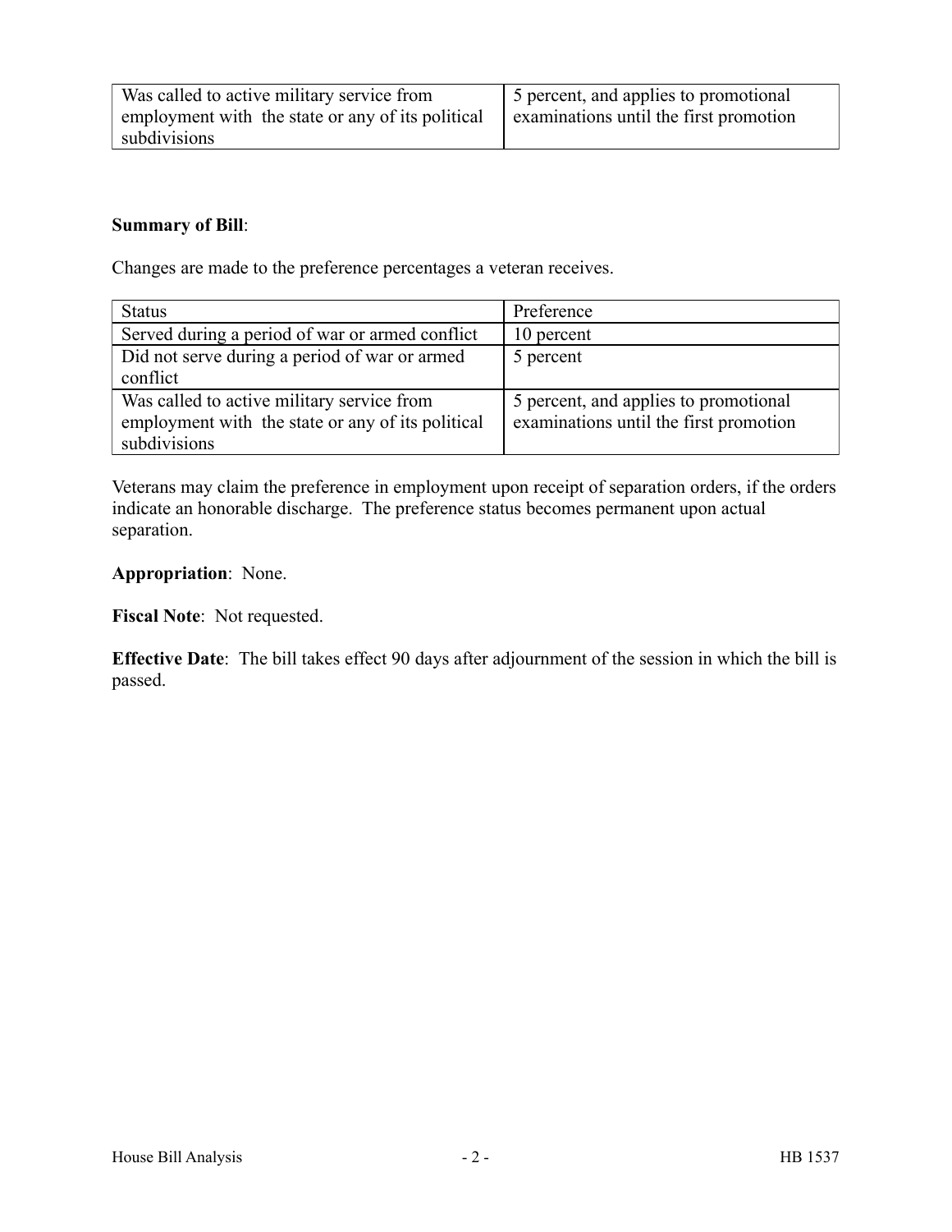| | |
|---|---|
| Was called to active military service from employment with the state or any of its political subdivisions | 5 percent, and applies to promotional examinations until the first promotion |

**Summary of Bill**:

Changes are made to the preference percentages a veteran receives.

| Status | Preference |
|---|---|
| Served during a period of war or armed conflict | 10 percent |
| Did not serve during a period of war or armed conflict | 5 percent |
| Was called to active military service from employment with the state or any of its political subdivisions | 5 percent, and applies to promotional examinations until the first promotion |

Veterans may claim the preference in employment upon receipt of separation orders, if the orders indicate an honorable discharge. The preference status becomes permanent upon actual separation.

**Appropriation**: None.

**Fiscal Note**: Not requested.

**Effective Date**: The bill takes effect 90 days after adjournment of the session in which the bill is passed.